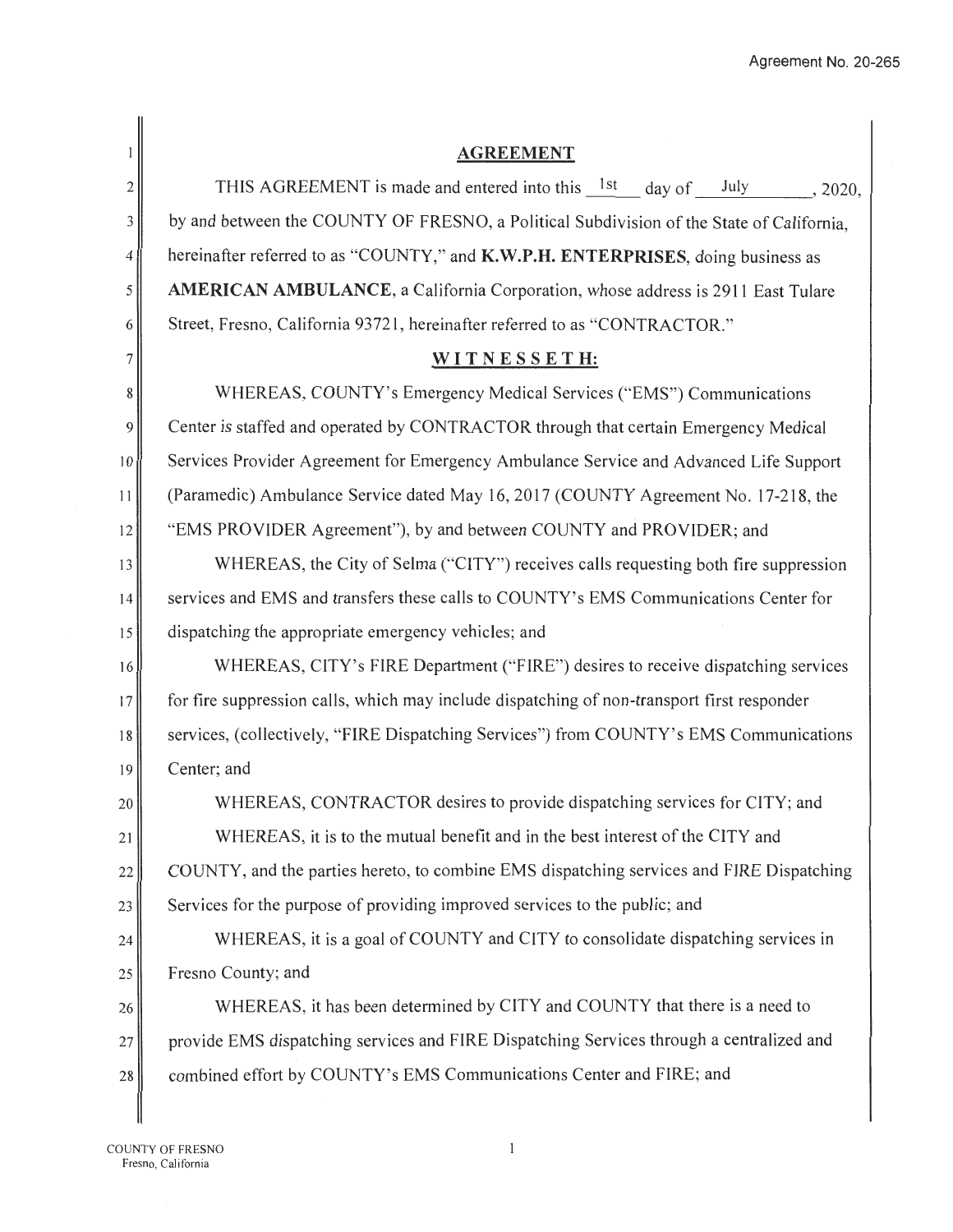Agreement No. 20-265

## AGREEMENT

THIS AGREEMENT is made and entered into this 1st day of July, 2020, by and between the COUNTY OF FRESNO, a Political Subdivision of the State of California, hereinafter referred to as "COUNTY," and **K.W.P.H. ENTERPRISES**, doing business as **AMERICAN AMBULANCE**, a California Corporation, whose address is 2911 East Tulare Street, Fresno, California 93721, hereinafter referred to as "CONTRACTOR."

## WITNESSETH:

WHEREAS, COUNTY's Emergency Medical Services ("EMS") Communications Center is staffed and operated by CONTRACTOR through that certain Emergency Medical Services Provider Agreement for Emergency Ambulance Service and Advanced Life Support (Paramedic) Ambulance Service dated May 16, 2017 (COUNTY Agreement No. 17-218, the "EMS PROVIDER Agreement"), by and between COUNTY and PROVIDER; and

WHEREAS, the City of Selma ("CITY") receives calls requesting both fire suppression services and EMS and transfers these calls to COUNTY's EMS Communications Center for dispatching the appropriate emergency vehicles; and

WHEREAS, CITY's FIRE Department ("FIRE") desires to receive dispatching services for fire suppression calls, which may include dispatching of non-transport first responder services, (collectively, "FIRE Dispatching Services") from COUNTY's EMS Communications Center; and

WHEREAS, CONTRACTOR desires to provide dispatching services for CITY; and

WHEREAS, it is to the mutual benefit and in the best interest of the CITY and COUNTY, and the parties hereto, to combine EMS dispatching services and FIRE Dispatching Services for the purpose of providing improved services to the public; and

WHEREAS, it is a goal of COUNTY and CITY to consolidate dispatching services in Fresno County; and

WHEREAS, it has been determined by CITY and COUNTY that there is a need to provide EMS dispatching services and FIRE Dispatching Services through a centralized and combined effort by COUNTY's EMS Communications Center and FIRE; and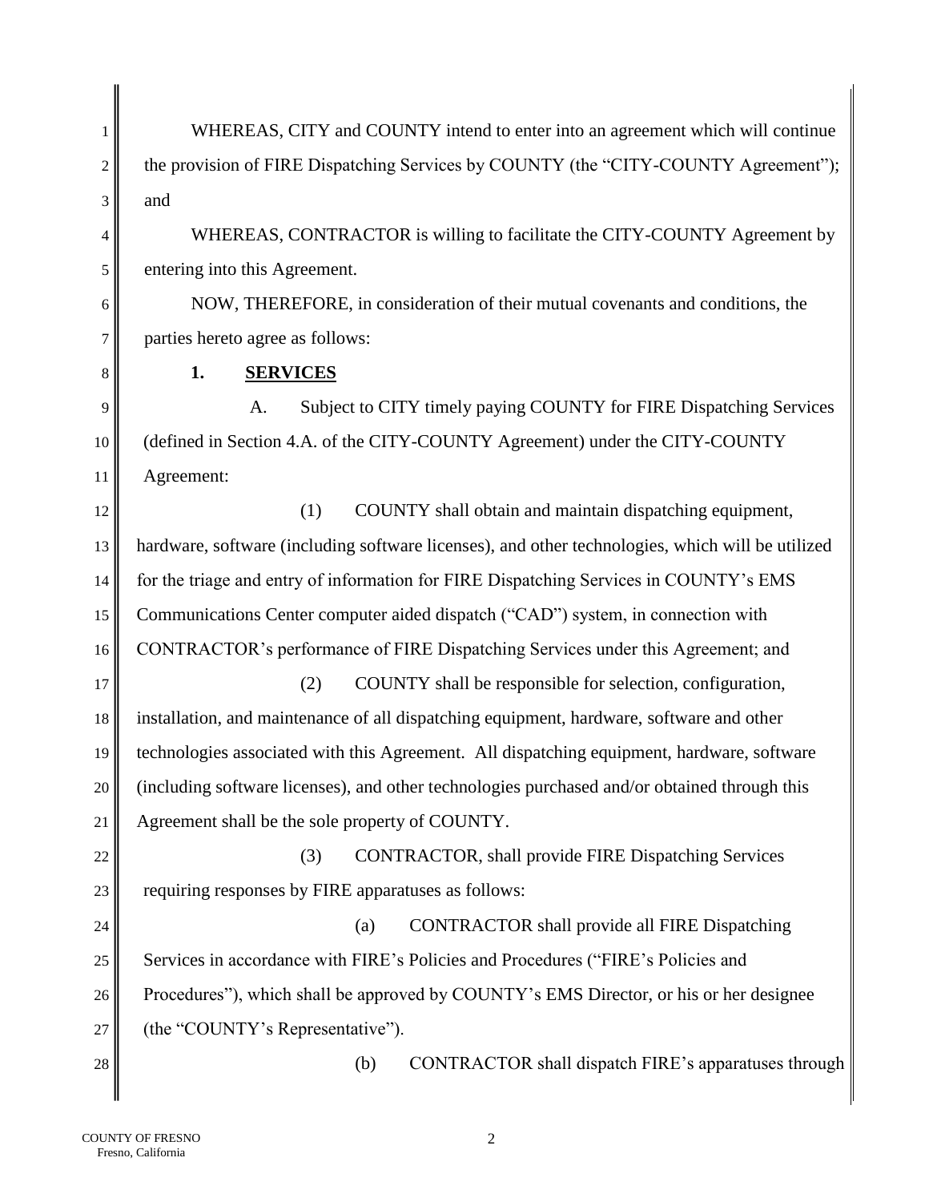WHEREAS, CITY and COUNTY intend to enter into an agreement which will continue the provision of FIRE Dispatching Services by COUNTY (the "CITY-COUNTY Agreement"); and

WHEREAS, CONTRACTOR is willing to facilitate the CITY-COUNTY Agreement by entering into this Agreement.

NOW, THEREFORE, in consideration of their mutual covenants and conditions, the parties hereto agree as follows:

**1. SERVICES**

A. Subject to CITY timely paying COUNTY for FIRE Dispatching Services (defined in Section 4.A. of the CITY-COUNTY Agreement) under the CITY-COUNTY Agreement:

(1) COUNTY shall obtain and maintain dispatching equipment, hardware, software (including software licenses), and other technologies, which will be utilized for the triage and entry of information for FIRE Dispatching Services in COUNTY's EMS Communications Center computer aided dispatch ("CAD") system, in connection with CONTRACTOR's performance of FIRE Dispatching Services under this Agreement; and

(2) COUNTY shall be responsible for selection, configuration, installation, and maintenance of all dispatching equipment, hardware, software and other technologies associated with this Agreement. All dispatching equipment, hardware, software (including software licenses), and other technologies purchased and/or obtained through this Agreement shall be the sole property of COUNTY.

(3) CONTRACTOR, shall provide FIRE Dispatching Services requiring responses by FIRE apparatuses as follows:

(a) CONTRACTOR shall provide all FIRE Dispatching Services in accordance with FIRE's Policies and Procedures ("FIRE's Policies and Procedures"), which shall be approved by COUNTY's EMS Director, or his or her designee (the "COUNTY's Representative").

(b) CONTRACTOR shall dispatch FIRE's apparatuses through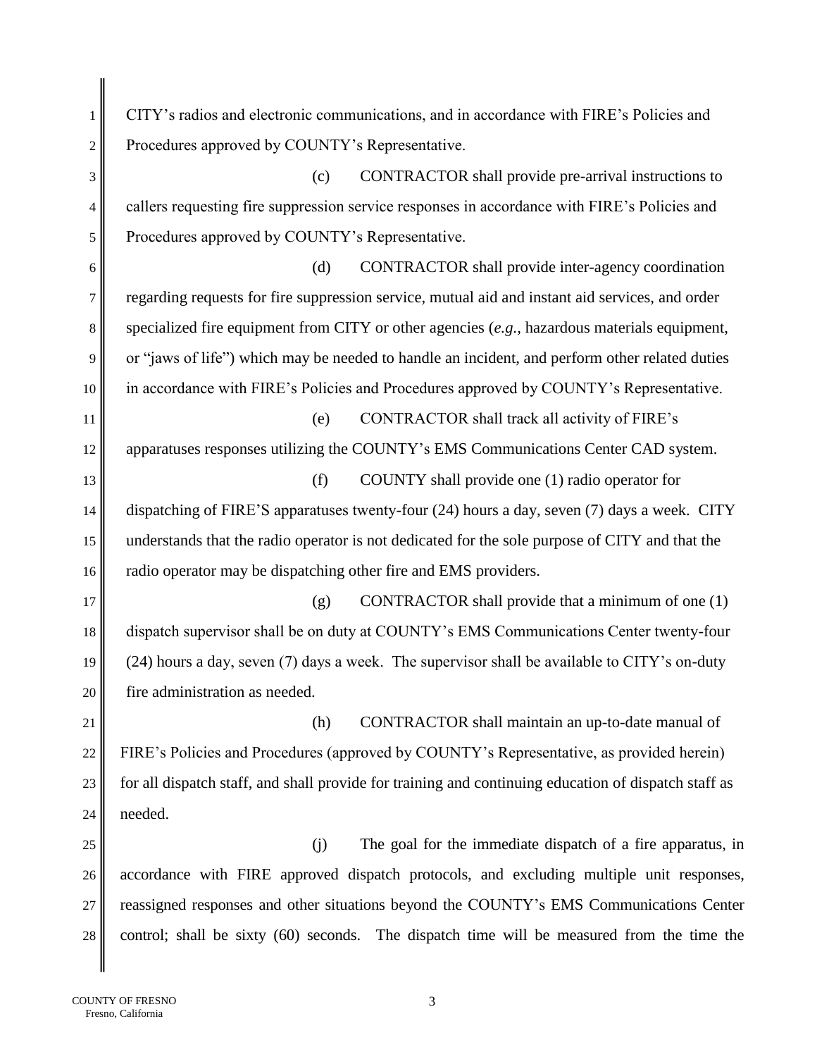CITY's radios and electronic communications, and in accordance with FIRE's Policies and Procedures approved by COUNTY's Representative.

(c) CONTRACTOR shall provide pre-arrival instructions to callers requesting fire suppression service responses in accordance with FIRE's Policies and Procedures approved by COUNTY's Representative.

(d) CONTRACTOR shall provide inter-agency coordination regarding requests for fire suppression service, mutual aid and instant aid services, and order specialized fire equipment from CITY or other agencies (*e.g.*, hazardous materials equipment, or "jaws of life") which may be needed to handle an incident, and perform other related duties in accordance with FIRE's Policies and Procedures approved by COUNTY's Representative.

(e) CONTRACTOR shall track all activity of FIRE's apparatuses responses utilizing the COUNTY's EMS Communications Center CAD system.

(f) COUNTY shall provide one (1) radio operator for dispatching of FIRE'S apparatuses twenty-four (24) hours a day, seven (7) days a week. CITY understands that the radio operator is not dedicated for the sole purpose of CITY and that the radio operator may be dispatching other fire and EMS providers.

(g) CONTRACTOR shall provide that a minimum of one (1) dispatch supervisor shall be on duty at COUNTY's EMS Communications Center twenty-four (24) hours a day, seven (7) days a week. The supervisor shall be available to CITY's on-duty fire administration as needed.

(h) CONTRACTOR shall maintain an up-to-date manual of FIRE's Policies and Procedures (approved by COUNTY's Representative, as provided herein) for all dispatch staff, and shall provide for training and continuing education of dispatch staff as needed.

(j) The goal for the immediate dispatch of a fire apparatus, in accordance with FIRE approved dispatch protocols, and excluding multiple unit responses, reassigned responses and other situations beyond the COUNTY's EMS Communications Center control; shall be sixty (60) seconds. The dispatch time will be measured from the time the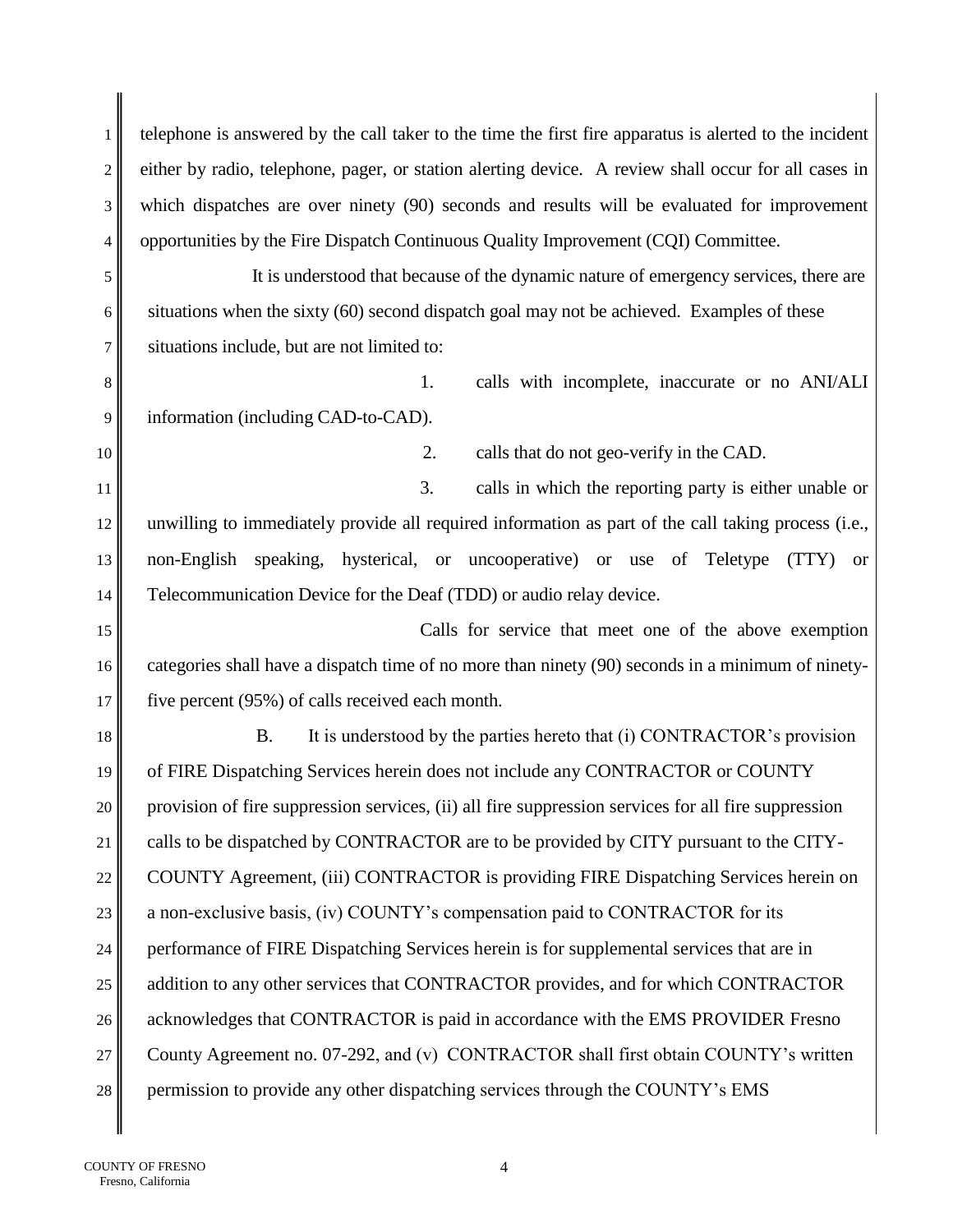telephone is answered by the call taker to the time the first fire apparatus is alerted to the incident either by radio, telephone, pager, or station alerting device. A review shall occur for all cases in which dispatches are over ninety (90) seconds and results will be evaluated for improvement opportunities by the Fire Dispatch Continuous Quality Improvement (CQI) Committee.

It is understood that because of the dynamic nature of emergency services, there are situations when the sixty (60) second dispatch goal may not be achieved. Examples of these situations include, but are not limited to:

1. calls with incomplete, inaccurate or no ANI/ALI information (including CAD-to-CAD).

2. calls that do not geo-verify in the CAD.

3. calls in which the reporting party is either unable or unwilling to immediately provide all required information as part of the call taking process (i.e., non-English speaking, hysterical, or uncooperative) or use of Teletype (TTY) or Telecommunication Device for the Deaf (TDD) or audio relay device.

Calls for service that meet one of the above exemption categories shall have a dispatch time of no more than ninety (90) seconds in a minimum of ninety-five percent (95%) of calls received each month.

B. It is understood by the parties hereto that (i) CONTRACTOR's provision of FIRE Dispatching Services herein does not include any CONTRACTOR or COUNTY provision of fire suppression services, (ii) all fire suppression services for all fire suppression calls to be dispatched by CONTRACTOR are to be provided by CITY pursuant to the CITY-COUNTY Agreement, (iii) CONTRACTOR is providing FIRE Dispatching Services herein on a non-exclusive basis, (iv) COUNTY's compensation paid to CONTRACTOR for its performance of FIRE Dispatching Services herein is for supplemental services that are in addition to any other services that CONTRACTOR provides, and for which CONTRACTOR acknowledges that CONTRACTOR is paid in accordance with the EMS PROVIDER Fresno County Agreement no. 07-292, and (v) CONTRACTOR shall first obtain COUNTY's written permission to provide any other dispatching services through the COUNTY's EMS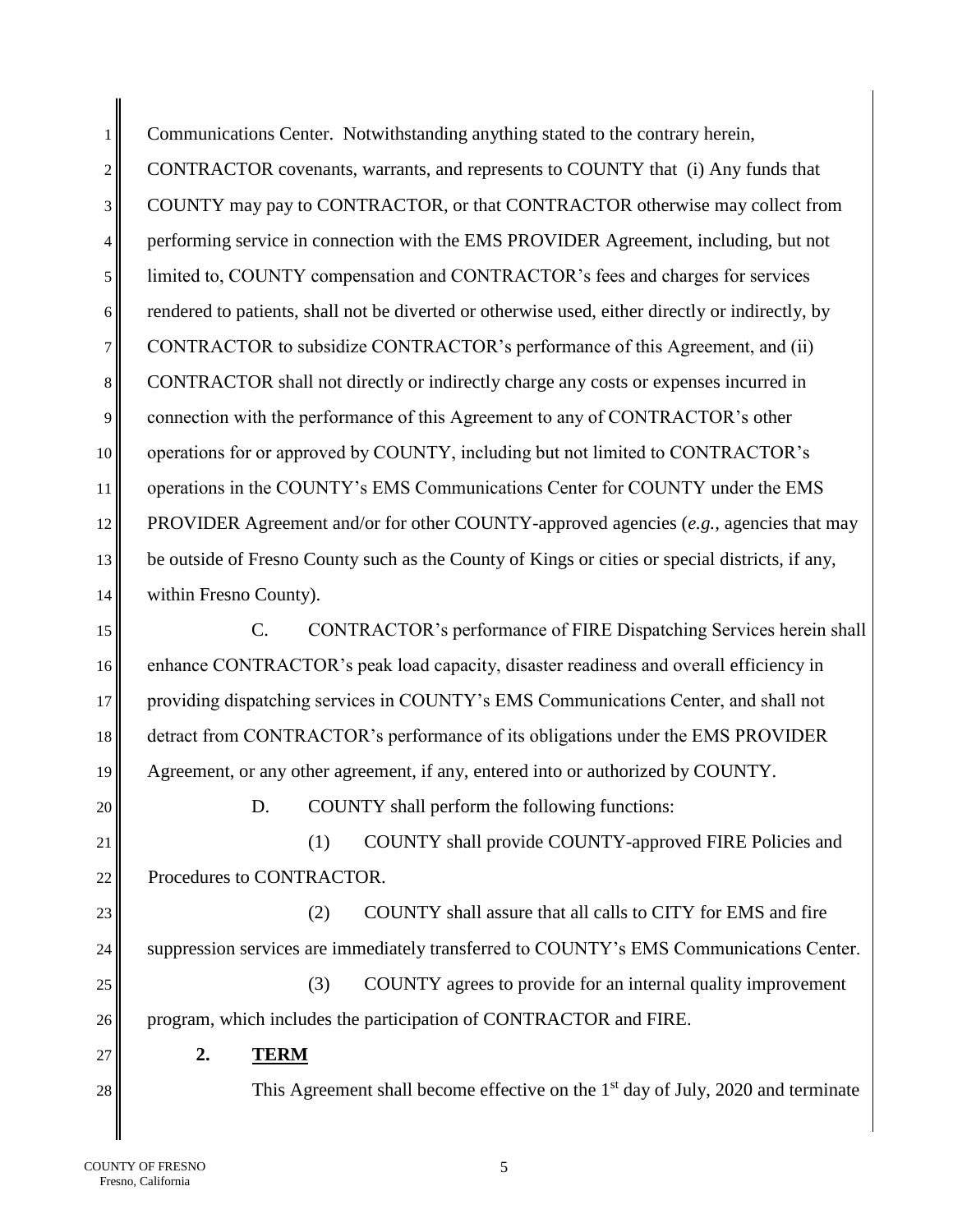Communications Center. Notwithstanding anything stated to the contrary herein, CONTRACTOR covenants, warrants, and represents to COUNTY that (i) Any funds that COUNTY may pay to CONTRACTOR, or that CONTRACTOR otherwise may collect from performing service in connection with the EMS PROVIDER Agreement, including, but not limited to, COUNTY compensation and CONTRACTOR's fees and charges for services rendered to patients, shall not be diverted or otherwise used, either directly or indirectly, by CONTRACTOR to subsidize CONTRACTOR's performance of this Agreement, and (ii) CONTRACTOR shall not directly or indirectly charge any costs or expenses incurred in connection with the performance of this Agreement to any of CONTRACTOR's other operations for or approved by COUNTY, including but not limited to CONTRACTOR's operations in the COUNTY's EMS Communications Center for COUNTY under the EMS PROVIDER Agreement and/or for other COUNTY-approved agencies (*e.g.,* agencies that may be outside of Fresno County such as the County of Kings or cities or special districts, if any, within Fresno County).

C. CONTRACTOR's performance of FIRE Dispatching Services herein shall enhance CONTRACTOR's peak load capacity, disaster readiness and overall efficiency in providing dispatching services in COUNTY's EMS Communications Center, and shall not detract from CONTRACTOR's performance of its obligations under the EMS PROVIDER Agreement, or any other agreement, if any, entered into or authorized by COUNTY.

D. COUNTY shall perform the following functions:

(1) COUNTY shall provide COUNTY-approved FIRE Policies and Procedures to CONTRACTOR.

(2) COUNTY shall assure that all calls to CITY for EMS and fire suppression services are immediately transferred to COUNTY's EMS Communications Center.

(3) COUNTY agrees to provide for an internal quality improvement program, which includes the participation of CONTRACTOR and FIRE.

**2. <u>TERM</u>**

This Agreement shall become effective on the 1st day of July, 2020 and terminate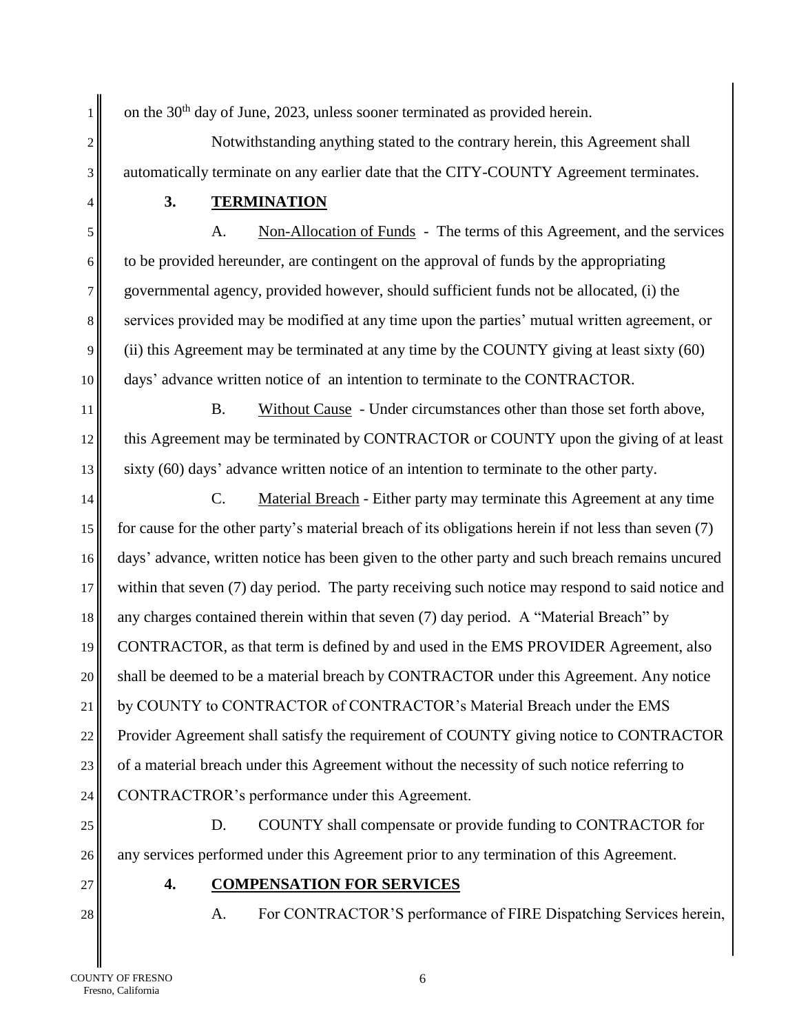on the 30th day of June, 2023, unless sooner terminated as provided herein.

Notwithstanding anything stated to the contrary herein, this Agreement shall automatically terminate on any earlier date that the CITY-COUNTY Agreement terminates.

**3. TERMINATION**

A. Non-Allocation of Funds - The terms of this Agreement, and the services to be provided hereunder, are contingent on the approval of funds by the appropriating governmental agency, provided however, should sufficient funds not be allocated, (i) the services provided may be modified at any time upon the parties' mutual written agreement, or (ii) this Agreement may be terminated at any time by the COUNTY giving at least sixty (60) days' advance written notice of an intention to terminate to the CONTRACTOR.

B. Without Cause - Under circumstances other than those set forth above, this Agreement may be terminated by CONTRACTOR or COUNTY upon the giving of at least sixty (60) days' advance written notice of an intention to terminate to the other party.

C. Material Breach - Either party may terminate this Agreement at any time for cause for the other party's material breach of its obligations herein if not less than seven (7) days' advance, written notice has been given to the other party and such breach remains uncured within that seven (7) day period. The party receiving such notice may respond to said notice and any charges contained therein within that seven (7) day period. A "Material Breach" by CONTRACTOR, as that term is defined by and used in the EMS PROVIDER Agreement, also shall be deemed to be a material breach by CONTRACTOR under this Agreement. Any notice by COUNTY to CONTRACTOR of CONTRACTOR's Material Breach under the EMS Provider Agreement shall satisfy the requirement of COUNTY giving notice to CONTRACTOR of a material breach under this Agreement without the necessity of such notice referring to CONTRACTROR's performance under this Agreement.

D. COUNTY shall compensate or provide funding to CONTRACTOR for any services performed under this Agreement prior to any termination of this Agreement.

**4. COMPENSATION FOR SERVICES**

A. For CONTRACTOR'S performance of FIRE Dispatching Services herein,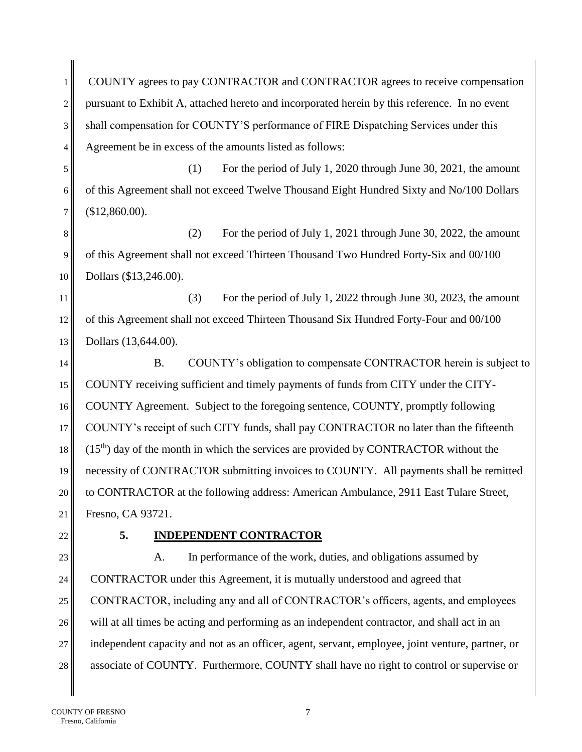COUNTY agrees to pay CONTRACTOR and CONTRACTOR agrees to receive compensation pursuant to Exhibit A, attached hereto and incorporated herein by this reference. In no event shall compensation for COUNTY'S performance of FIRE Dispatching Services under this Agreement be in excess of the amounts listed as follows:

(1) For the period of July 1, 2020 through June 30, 2021, the amount of this Agreement shall not exceed Twelve Thousand Eight Hundred Sixty and No/100 Dollars ($12,860.00).

(2) For the period of July 1, 2021 through June 30, 2022, the amount of this Agreement shall not exceed Thirteen Thousand Two Hundred Forty-Six and 00/100 Dollars ($13,246.00).

(3) For the period of July 1, 2022 through June 30, 2023, the amount of this Agreement shall not exceed Thirteen Thousand Six Hundred Forty-Four and 00/100 Dollars (13,644.00).

B. COUNTY's obligation to compensate CONTRACTOR herein is subject to COUNTY receiving sufficient and timely payments of funds from CITY under the CITY-COUNTY Agreement. Subject to the foregoing sentence, COUNTY, promptly following COUNTY's receipt of such CITY funds, shall pay CONTRACTOR no later than the fifteenth (15th) day of the month in which the services are provided by CONTRACTOR without the necessity of CONTRACTOR submitting invoices to COUNTY. All payments shall be remitted to CONTRACTOR at the following address: American Ambulance, 2911 East Tulare Street, Fresno, CA 93721.

**5. <u>INDEPENDENT CONTRACTOR</u>**

A. In performance of the work, duties, and obligations assumed by CONTRACTOR under this Agreement, it is mutually understood and agreed that CONTRACTOR, including any and all of CONTRACTOR's officers, agents, and employees will at all times be acting and performing as an independent contractor, and shall act in an independent capacity and not as an officer, agent, servant, employee, joint venture, partner, or associate of COUNTY. Furthermore, COUNTY shall have no right to control or supervise or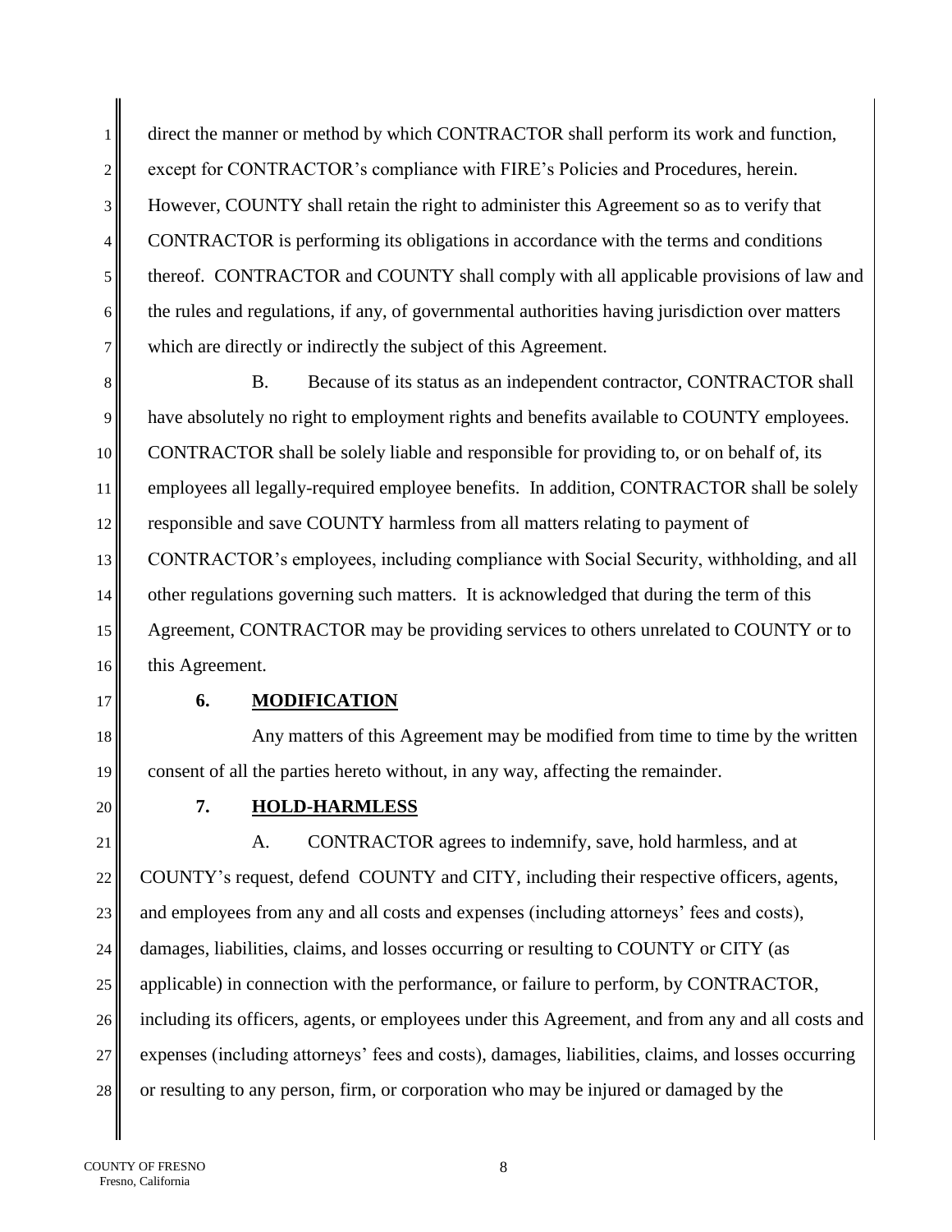direct the manner or method by which CONTRACTOR shall perform its work and function, except for CONTRACTOR's compliance with FIRE's Policies and Procedures, herein. However, COUNTY shall retain the right to administer this Agreement so as to verify that CONTRACTOR is performing its obligations in accordance with the terms and conditions thereof. CONTRACTOR and COUNTY shall comply with all applicable provisions of law and the rules and regulations, if any, of governmental authorities having jurisdiction over matters which are directly or indirectly the subject of this Agreement.

B. Because of its status as an independent contractor, CONTRACTOR shall have absolutely no right to employment rights and benefits available to COUNTY employees. CONTRACTOR shall be solely liable and responsible for providing to, or on behalf of, its employees all legally-required employee benefits. In addition, CONTRACTOR shall be solely responsible and save COUNTY harmless from all matters relating to payment of CONTRACTOR's employees, including compliance with Social Security, withholding, and all other regulations governing such matters. It is acknowledged that during the term of this Agreement, CONTRACTOR may be providing services to others unrelated to COUNTY or to this Agreement.

**6. MODIFICATION**

Any matters of this Agreement may be modified from time to time by the written consent of all the parties hereto without, in any way, affecting the remainder.

**7. HOLD-HARMLESS**

A. CONTRACTOR agrees to indemnify, save, hold harmless, and at COUNTY's request, defend COUNTY and CITY, including their respective officers, agents, and employees from any and all costs and expenses (including attorneys' fees and costs), damages, liabilities, claims, and losses occurring or resulting to COUNTY or CITY (as applicable) in connection with the performance, or failure to perform, by CONTRACTOR, including its officers, agents, or employees under this Agreement, and from any and all costs and expenses (including attorneys' fees and costs), damages, liabilities, claims, and losses occurring or resulting to any person, firm, or corporation who may be injured or damaged by the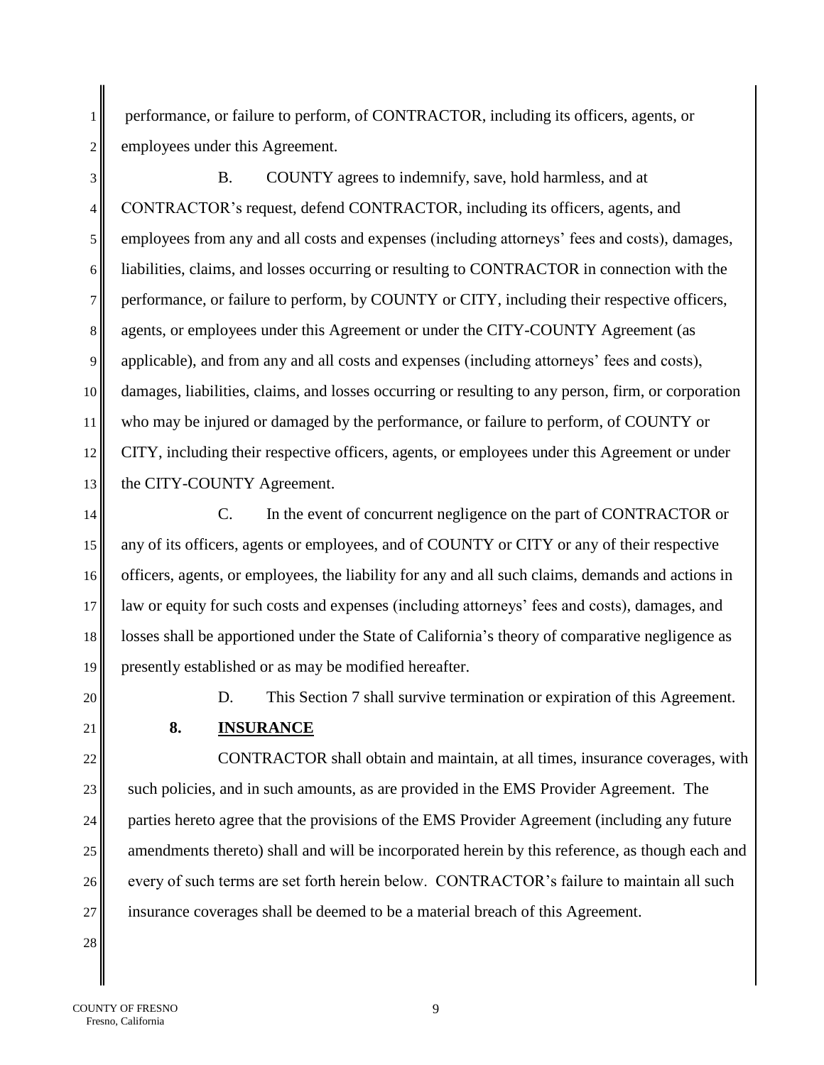performance, or failure to perform, of CONTRACTOR, including its officers, agents, or employees under this Agreement.

B. COUNTY agrees to indemnify, save, hold harmless, and at CONTRACTOR's request, defend CONTRACTOR, including its officers, agents, and employees from any and all costs and expenses (including attorneys' fees and costs), damages, liabilities, claims, and losses occurring or resulting to CONTRACTOR in connection with the performance, or failure to perform, by COUNTY or CITY, including their respective officers, agents, or employees under this Agreement or under the CITY-COUNTY Agreement (as applicable), and from any and all costs and expenses (including attorneys' fees and costs), damages, liabilities, claims, and losses occurring or resulting to any person, firm, or corporation who may be injured or damaged by the performance, or failure to perform, of COUNTY or CITY, including their respective officers, agents, or employees under this Agreement or under the CITY-COUNTY Agreement.

C. In the event of concurrent negligence on the part of CONTRACTOR or any of its officers, agents or employees, and of COUNTY or CITY or any of their respective officers, agents, or employees, the liability for any and all such claims, demands and actions in law or equity for such costs and expenses (including attorneys' fees and costs), damages, and losses shall be apportioned under the State of California's theory of comparative negligence as presently established or as may be modified hereafter.

D. This Section 7 shall survive termination or expiration of this Agreement.

**8. INSURANCE**

CONTRACTOR shall obtain and maintain, at all times, insurance coverages, with such policies, and in such amounts, as are provided in the EMS Provider Agreement. The parties hereto agree that the provisions of the EMS Provider Agreement (including any future amendments thereto) shall and will be incorporated herein by this reference, as though each and every of such terms are set forth herein below. CONTRACTOR's failure to maintain all such insurance coverages shall be deemed to be a material breach of this Agreement.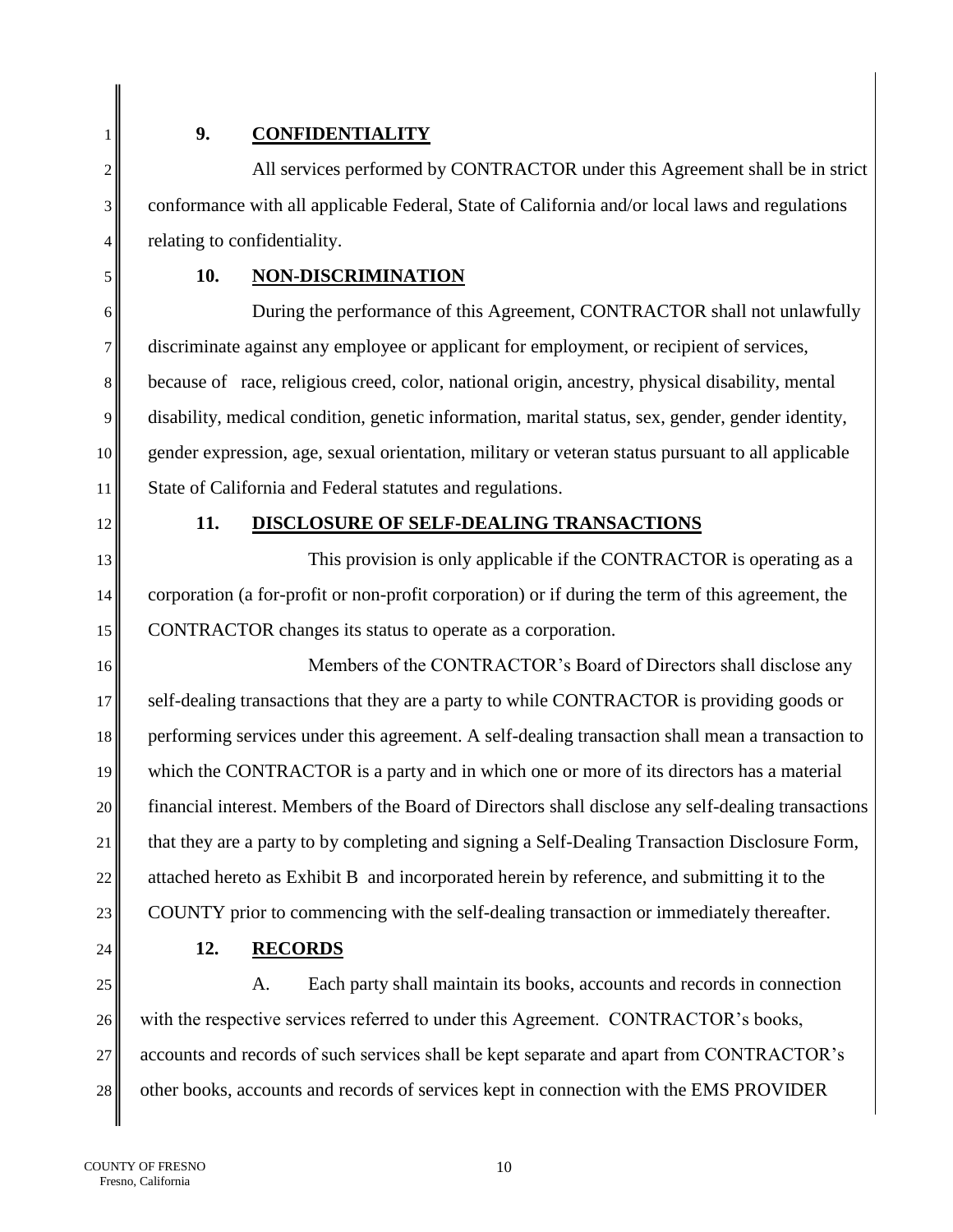## 9. CONFIDENTIALITY

All services performed by CONTRACTOR under this Agreement shall be in strict conformance with all applicable Federal, State of California and/or local laws and regulations relating to confidentiality.

## 10. NON-DISCRIMINATION

During the performance of this Agreement, CONTRACTOR shall not unlawfully discriminate against any employee or applicant for employment, or recipient of services, because of race, religious creed, color, national origin, ancestry, physical disability, mental disability, medical condition, genetic information, marital status, sex, gender, gender identity, gender expression, age, sexual orientation, military or veteran status pursuant to all applicable State of California and Federal statutes and regulations.

## 11. DISCLOSURE OF SELF-DEALING TRANSACTIONS

This provision is only applicable if the CONTRACTOR is operating as a corporation (a for-profit or non-profit corporation) or if during the term of this agreement, the CONTRACTOR changes its status to operate as a corporation.

Members of the CONTRACTOR's Board of Directors shall disclose any self-dealing transactions that they are a party to while CONTRACTOR is providing goods or performing services under this agreement. A self-dealing transaction shall mean a transaction to which the CONTRACTOR is a party and in which one or more of its directors has a material financial interest. Members of the Board of Directors shall disclose any self-dealing transactions that they are a party to by completing and signing a Self-Dealing Transaction Disclosure Form, attached hereto as Exhibit B and incorporated herein by reference, and submitting it to the COUNTY prior to commencing with the self-dealing transaction or immediately thereafter.

## 12. RECORDS

A. Each party shall maintain its books, accounts and records in connection with the respective services referred to under this Agreement. CONTRACTOR's books, accounts and records of such services shall be kept separate and apart from CONTRACTOR's other books, accounts and records of services kept in connection with the EMS PROVIDER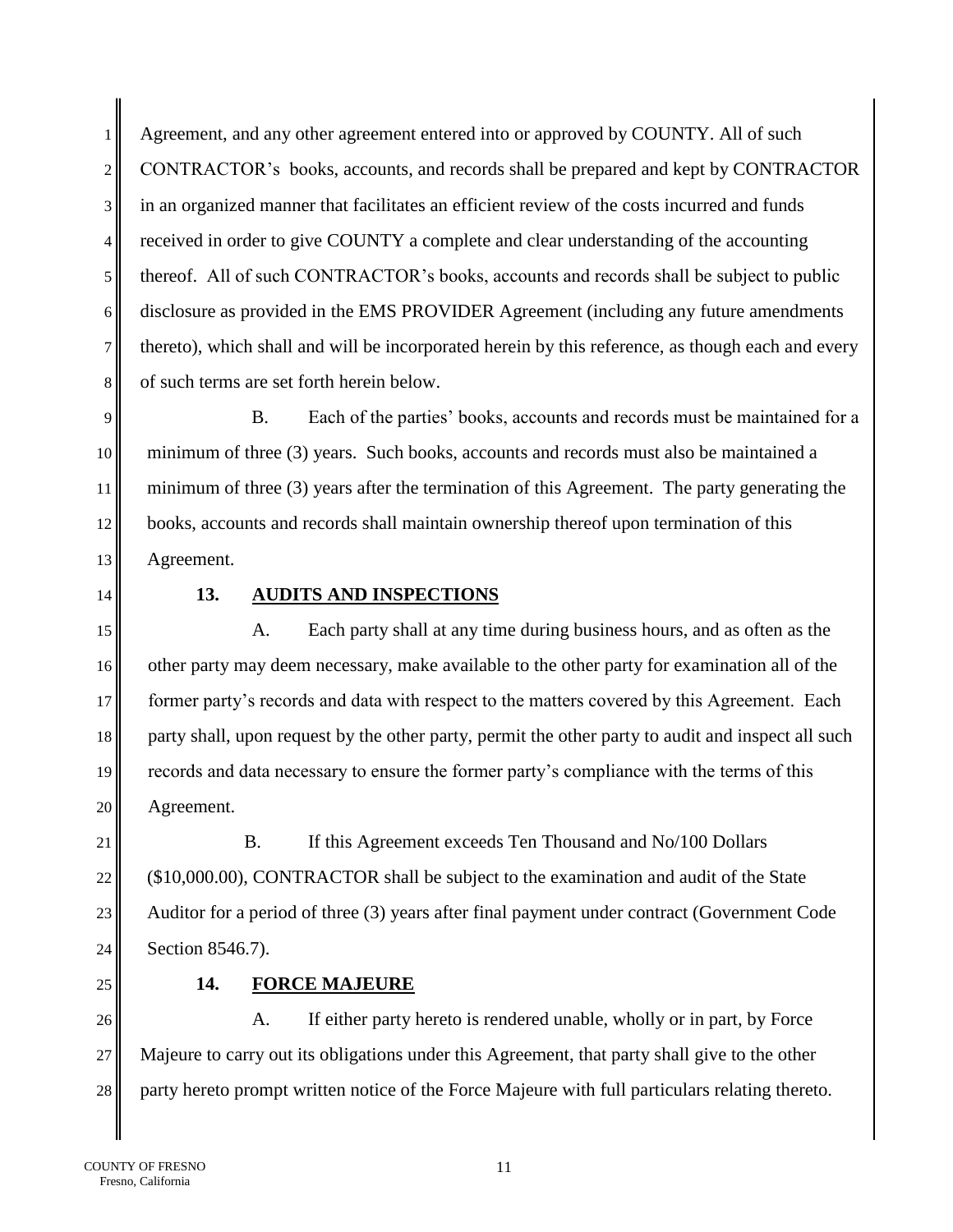Agreement, and any other agreement entered into or approved by COUNTY. All of such CONTRACTOR's books, accounts, and records shall be prepared and kept by CONTRACTOR in an organized manner that facilitates an efficient review of the costs incurred and funds received in order to give COUNTY a complete and clear understanding of the accounting thereof. All of such CONTRACTOR's books, accounts and records shall be subject to public disclosure as provided in the EMS PROVIDER Agreement (including any future amendments thereto), which shall and will be incorporated herein by this reference, as though each and every of such terms are set forth herein below.

B. Each of the parties' books, accounts and records must be maintained for a minimum of three (3) years. Such books, accounts and records must also be maintained a minimum of three (3) years after the termination of this Agreement. The party generating the books, accounts and records shall maintain ownership thereof upon termination of this Agreement.

**13. AUDITS AND INSPECTIONS**

A. Each party shall at any time during business hours, and as often as the other party may deem necessary, make available to the other party for examination all of the former party's records and data with respect to the matters covered by this Agreement. Each party shall, upon request by the other party, permit the other party to audit and inspect all such records and data necessary to ensure the former party's compliance with the terms of this Agreement.

B. If this Agreement exceeds Ten Thousand and No/100 Dollars ($10,000.00), CONTRACTOR shall be subject to the examination and audit of the State Auditor for a period of three (3) years after final payment under contract (Government Code Section 8546.7).

**14. FORCE MAJEURE**

A. If either party hereto is rendered unable, wholly or in part, by Force Majeure to carry out its obligations under this Agreement, that party shall give to the other party hereto prompt written notice of the Force Majeure with full particulars relating thereto.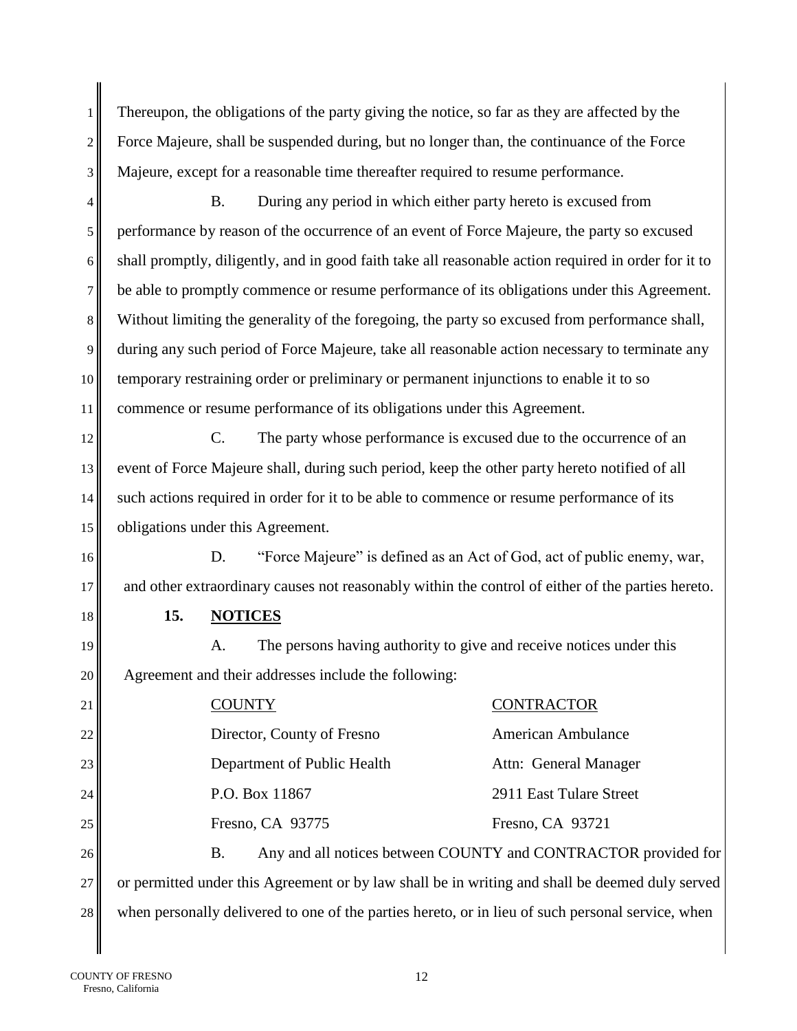Thereupon, the obligations of the party giving the notice, so far as they are affected by the Force Majeure, shall be suspended during, but no longer than, the continuance of the Force Majeure, except for a reasonable time thereafter required to resume performance.

B. During any period in which either party hereto is excused from performance by reason of the occurrence of an event of Force Majeure, the party so excused shall promptly, diligently, and in good faith take all reasonable action required in order for it to be able to promptly commence or resume performance of its obligations under this Agreement. Without limiting the generality of the foregoing, the party so excused from performance shall, during any such period of Force Majeure, take all reasonable action necessary to terminate any temporary restraining order or preliminary or permanent injunctions to enable it to so commence or resume performance of its obligations under this Agreement.

C. The party whose performance is excused due to the occurrence of an event of Force Majeure shall, during such period, keep the other party hereto notified of all such actions required in order for it to be able to commence or resume performance of its obligations under this Agreement.

D. "Force Majeure" is defined as an Act of God, act of public enemy, war, and other extraordinary causes not reasonably within the control of either of the parties hereto.

**15. NOTICES**

A. The persons having authority to give and receive notices under this Agreement and their addresses include the following:

| COUNTY | CONTRACTOR |
|---|---|
| Director, County of Fresno | American Ambulance |
| Department of Public Health | Attn: General Manager |
| P.O. Box 11867 | 2911 East Tulare Street |
| Fresno, CA 93775 | Fresno, CA 93721 |

B. Any and all notices between COUNTY and CONTRACTOR provided for or permitted under this Agreement or by law shall be in writing and shall be deemed duly served when personally delivered to one of the parties hereto, or in lieu of such personal service, when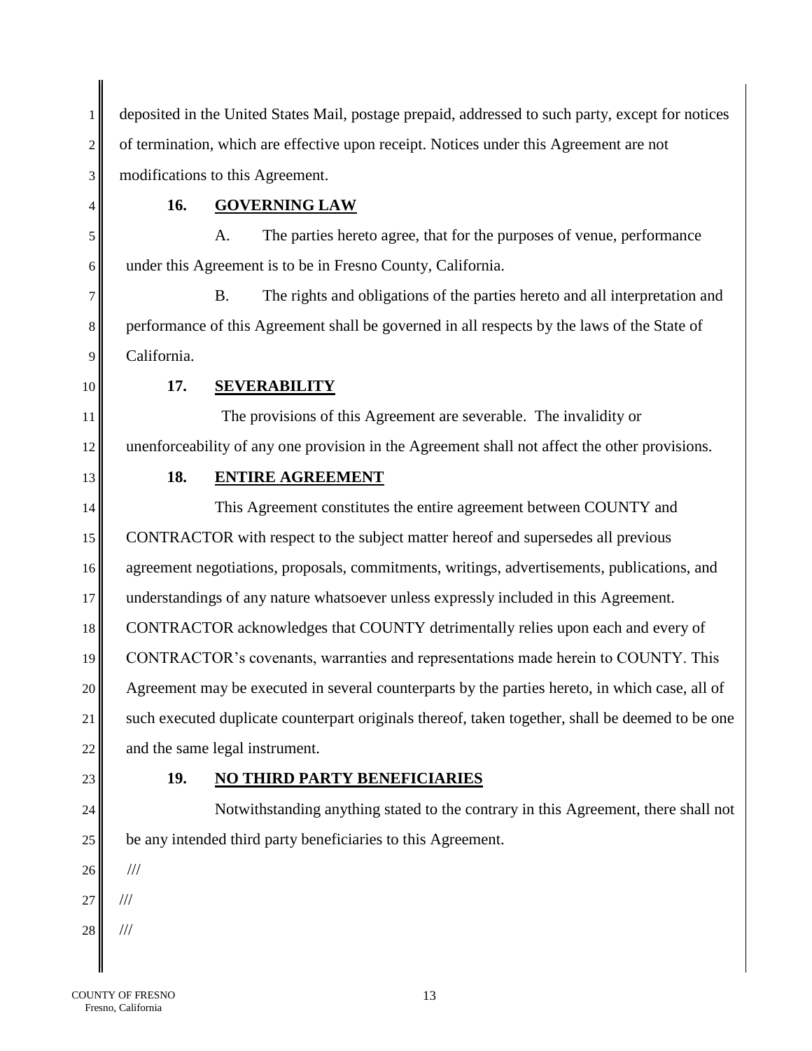deposited in the United States Mail, postage prepaid, addressed to such party, except for notices of termination, which are effective upon receipt. Notices under this Agreement are not modifications to this Agreement.

**16. GOVERNING LAW**

A. The parties hereto agree, that for the purposes of venue, performance under this Agreement is to be in Fresno County, California.

B. The rights and obligations of the parties hereto and all interpretation and performance of this Agreement shall be governed in all respects by the laws of the State of California.

**17. SEVERABILITY**

The provisions of this Agreement are severable. The invalidity or unenforceability of any one provision in the Agreement shall not affect the other provisions.

**18. ENTIRE AGREEMENT**

This Agreement constitutes the entire agreement between COUNTY and CONTRACTOR with respect to the subject matter hereof and supersedes all previous agreement negotiations, proposals, commitments, writings, advertisements, publications, and understandings of any nature whatsoever unless expressly included in this Agreement. CONTRACTOR acknowledges that COUNTY detrimentally relies upon each and every of CONTRACTOR's covenants, warranties and representations made herein to COUNTY. This Agreement may be executed in several counterparts by the parties hereto, in which case, all of such executed duplicate counterpart originals thereof, taken together, shall be deemed to be one and the same legal instrument.

**19. NO THIRD PARTY BENEFICIARIES**

Notwithstanding anything stated to the contrary in this Agreement, there shall not be any intended third party beneficiaries to this Agreement.

///

///

///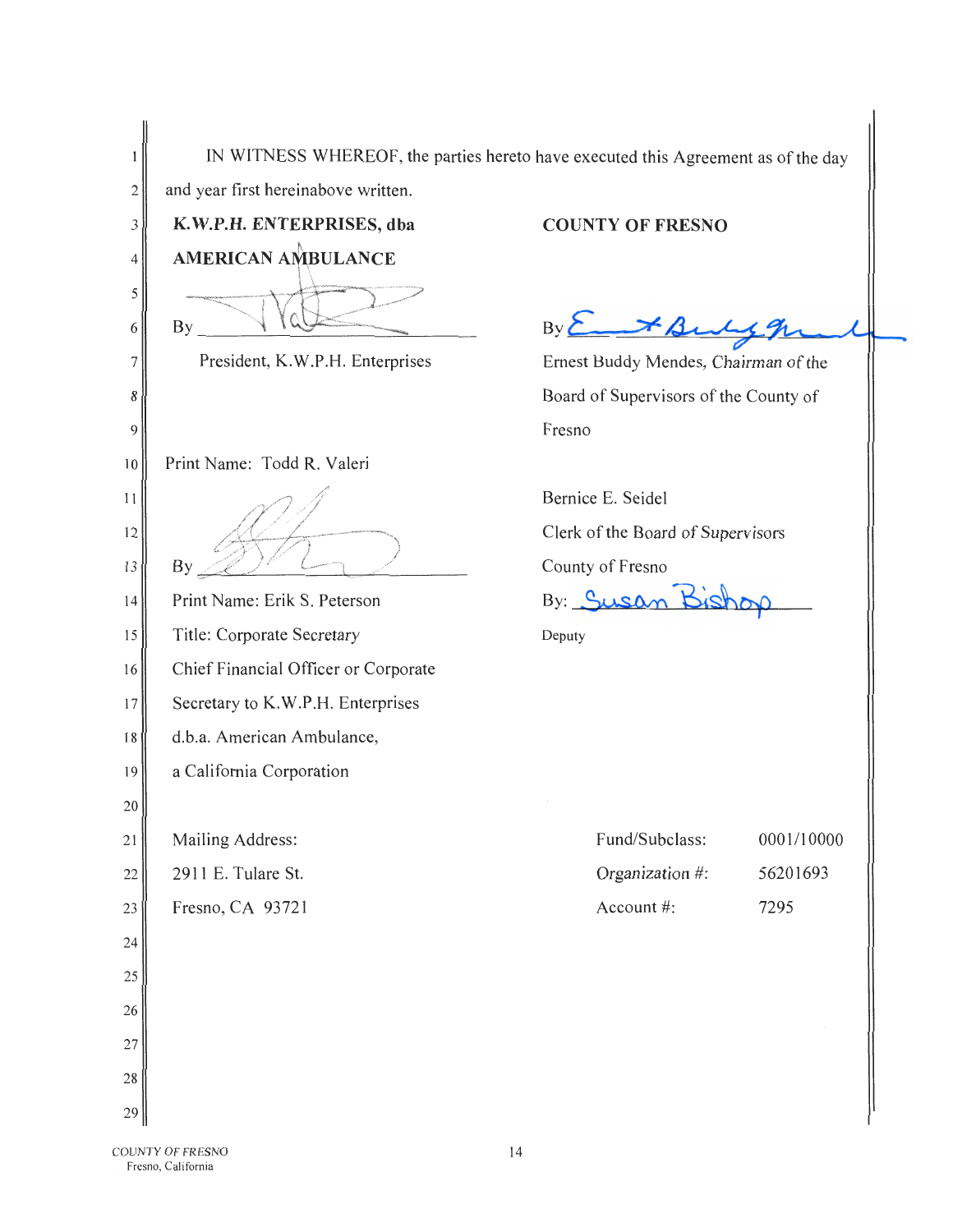IN WITNESS WHEREOF, the parties hereto have executed this Agreement as of the day and year first hereinabove written.

**K.W.P.H. ENTERPRISES, dba AMERICAN AMBULANCE**

By ______________________________

President, K.W.P.H. Enterprises

Print Name: Todd R. Valeri

By ______________________________

Print Name: Erik S. Peterson

Title: Corporate Secretary

Chief Financial Officer or Corporate Secretary to K.W.P.H. Enterprises d.b.a. American Ambulance, a California Corporation

Mailing Address:
2911 E. Tulare St.
Fresno, CA 93721

**COUNTY OF FRESNO**

By ______________________________

Ernest Buddy Mendes, Chairman of the Board of Supervisors of the County of Fresno

Bernice E. Seidel
Clerk of the Board of Supervisors
County of Fresno

By: Susan Bishop

Deputy

| | |
|---|---|
| Fund/Subclass: | 0001/10000 |
| Organization #: | 56201693 |
| Account #: | 7295 |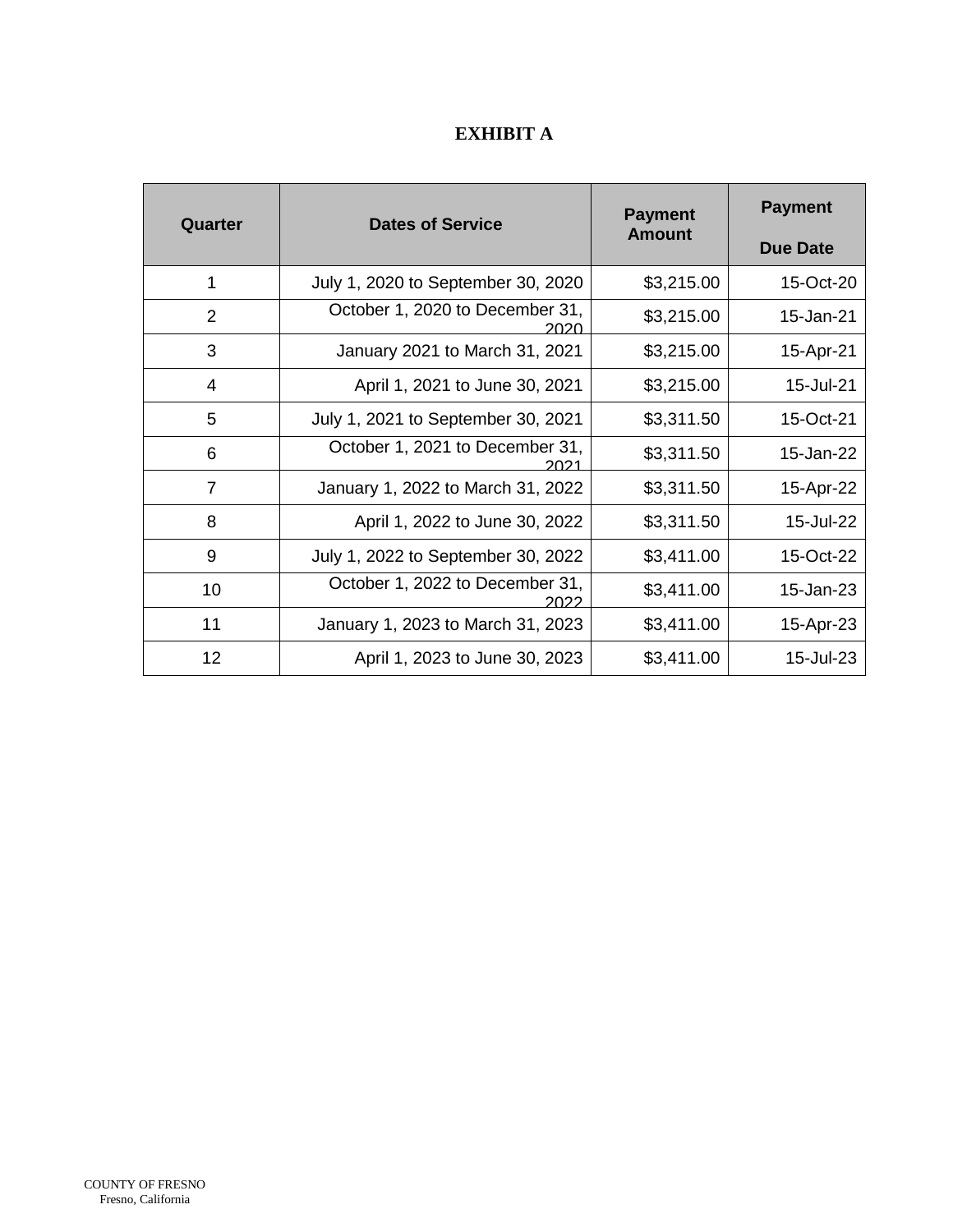# EXHIBIT A

| Quarter | Dates of Service | Payment Amount | Payment Due Date |
|---|---|---|---|
| 1 | July 1, 2020 to September 30, 2020 | $3,215.00 | 15-Oct-20 |
| 2 | October 1, 2020 to December 31, 2020 | $3,215.00 | 15-Jan-21 |
| 3 | January 2021 to March 31, 2021 | $3,215.00 | 15-Apr-21 |
| 4 | April 1, 2021 to June 30, 2021 | $3,215.00 | 15-Jul-21 |
| 5 | July 1, 2021 to September 30, 2021 | $3,311.50 | 15-Oct-21 |
| 6 | October 1, 2021 to December 31, 2021 | $3,311.50 | 15-Jan-22 |
| 7 | January 1, 2022 to March 31, 2022 | $3,311.50 | 15-Apr-22 |
| 8 | April 1, 2022 to June 30, 2022 | $3,311.50 | 15-Jul-22 |
| 9 | July 1, 2022 to September 30, 2022 | $3,411.00 | 15-Oct-22 |
| 10 | October 1, 2022 to December 31, 2022 | $3,411.00 | 15-Jan-23 |
| 11 | January 1, 2023 to March 31, 2023 | $3,411.00 | 15-Apr-23 |
| 12 | April 1, 2023 to June 30, 2023 | $3,411.00 | 15-Jul-23 |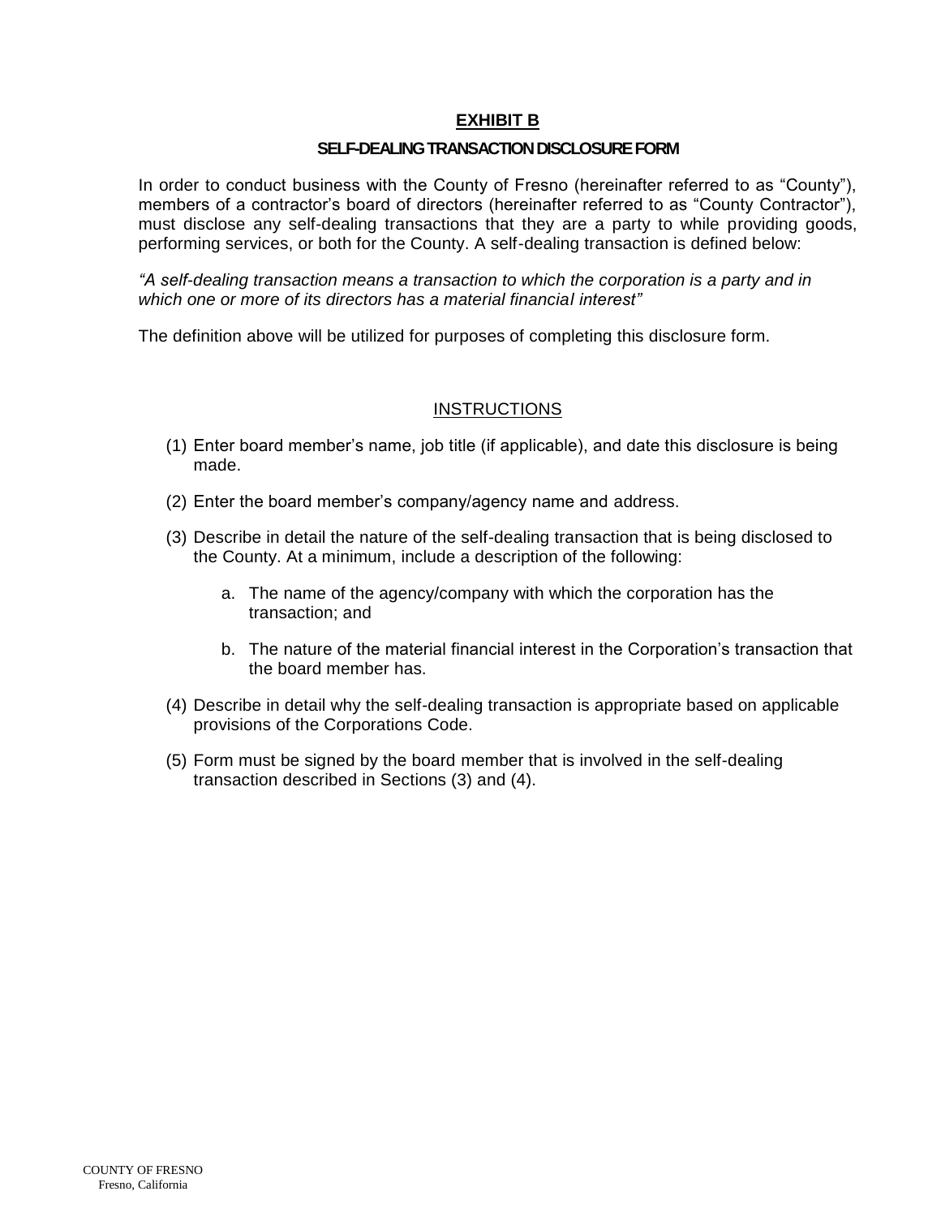# EXHIBIT B

## SELF-DEALING TRANSACTION DISCLOSURE FORM

In order to conduct business with the County of Fresno (hereinafter referred to as "County"), members of a contractor's board of directors (hereinafter referred to as "County Contractor"), must disclose any self-dealing transactions that they are a party to while providing goods, performing services, or both for the County. A self-dealing transaction is defined below:

*"A self-dealing transaction means a transaction to which the corporation is a party and in which one or more of its directors has a material financial interest"*

The definition above will be utilized for purposes of completing this disclosure form.

### INSTRUCTIONS

(1) Enter board member's name, job title (if applicable), and date this disclosure is being made.

(2) Enter the board member's company/agency name and address.

(3) Describe in detail the nature of the self-dealing transaction that is being disclosed to the County. At a minimum, include a description of the following:

   a. The name of the agency/company with which the corporation has the transaction; and

   b. The nature of the material financial interest in the Corporation's transaction that the board member has.

(4) Describe in detail why the self-dealing transaction is appropriate based on applicable provisions of the Corporations Code.

(5) Form must be signed by the board member that is involved in the self-dealing transaction described in Sections (3) and (4).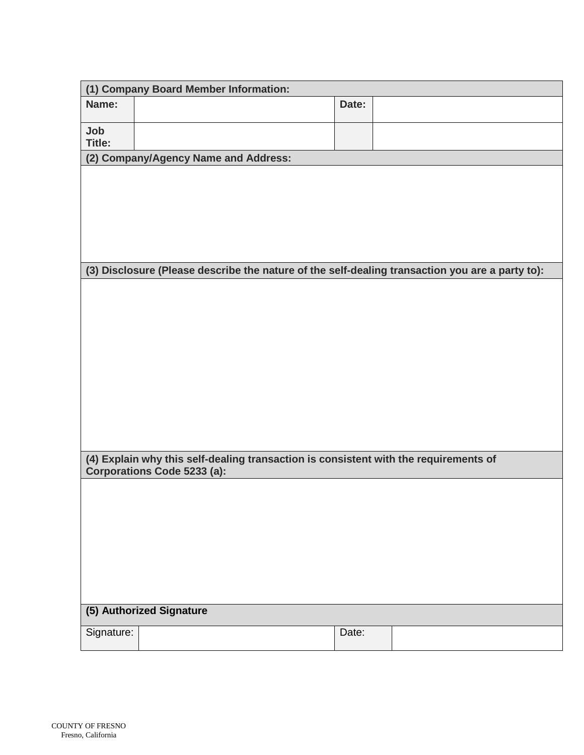| | | | |
|---|---|---|---|
| **(1) Company Board Member Information:** | | | |
| **Name:** | | **Date:** | |
| **Job Title:** | | | |
| **(2) Company/Agency Name and Address:** | | | |
| | | | |
| **(3) Disclosure (Please describe the nature of the self-dealing transaction you are a party to):** | | | |
| | | | |
| **(4) Explain why this self-dealing transaction is consistent with the requirements of Corporations Code 5233 (a):** | | | |
| | | | |
| **(5) Authorized Signature** | | | |
| Signature: | | Date: | |

COUNTY OF FRESNO
Fresno, California